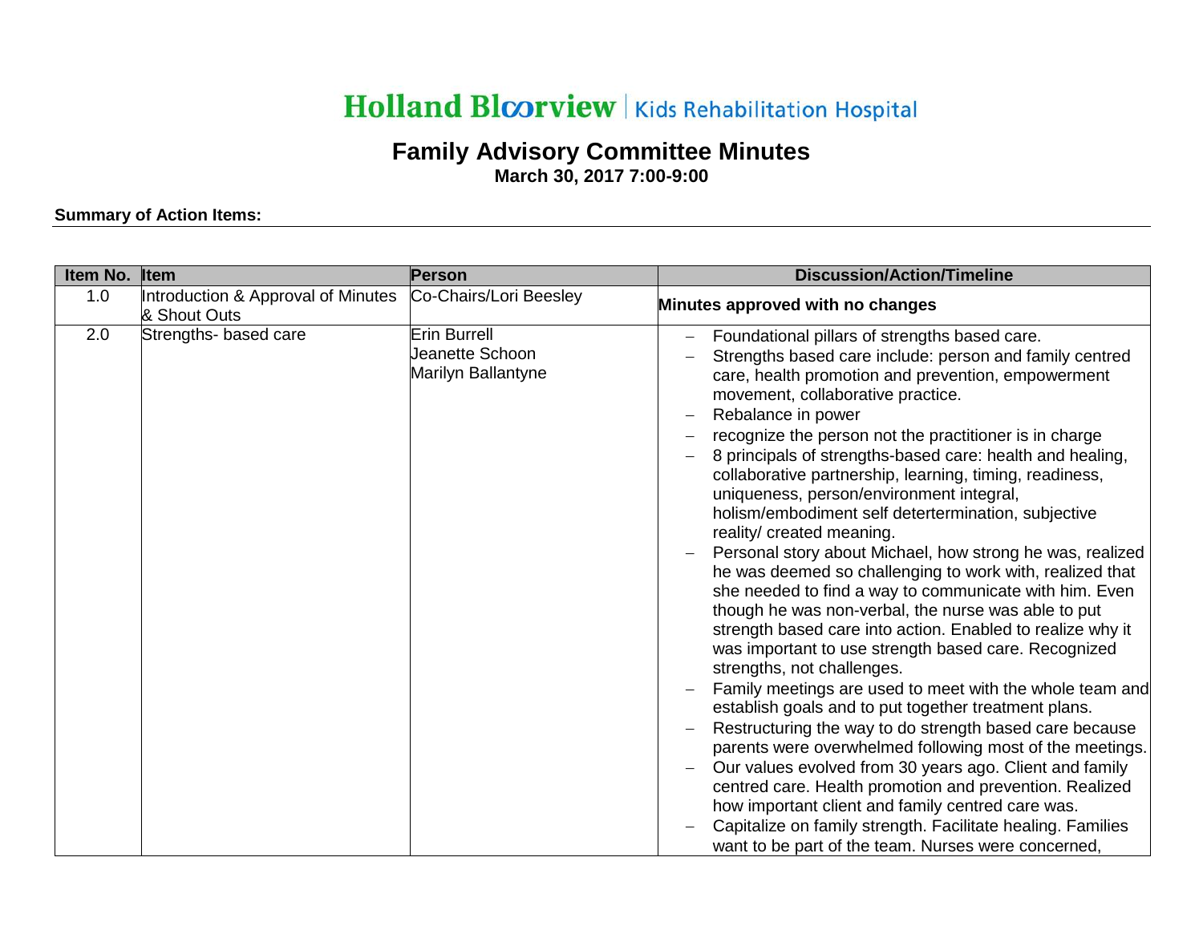# Holland Bloorview | Kids Rehabilitation Hospital

## Family Advisory Committee Minutes

**March 30, 2017 7:00-9:00**

**Summary of Action Items:**

| Item No. | Item | Person | Discussion/Action/Timeline |
|---|---|---|---|
| 1.0 | Introduction & Approval of Minutes & Shout Outs | Co-Chairs/Lori Beesley | **Minutes approved with no changes** |
| 2.0 | Strengths- based care | Erin Burrell<br>Jeanette Schoon<br>Marilyn Ballantyne | – Foundational pillars of strengths based care.<br>– Strengths based care include: person and family centred care, health promotion and prevention, empowerment movement, collaborative practice.<br>– Rebalance in power<br>– recognize the person not the practitioner is in charge<br>– 8 principals of strengths-based care: health and healing, collaborative partnership, learning, timing, readiness, uniqueness, person/environment integral, holism/embodiment self detertermination, subjective reality/ created meaning.<br>– Personal story about Michael, how strong he was, realized he was deemed so challenging to work with, realized that she needed to find a way to communicate with him. Even though he was non-verbal, the nurse was able to put strength based care into action. Enabled to realize why it was important to use strength based care. Recognized strengths, not challenges.<br>– Family meetings are used to meet with the whole team and establish goals and to put together treatment plans.<br>– Restructuring the way to do strength based care because parents were overwhelmed following most of the meetings.<br>– Our values evolved from 30 years ago. Client and family centred care. Health promotion and prevention. Realized how important client and family centred care was.<br>– Capitalize on family strength. Facilitate healing. Families want to be part of the team. Nurses were concerned, |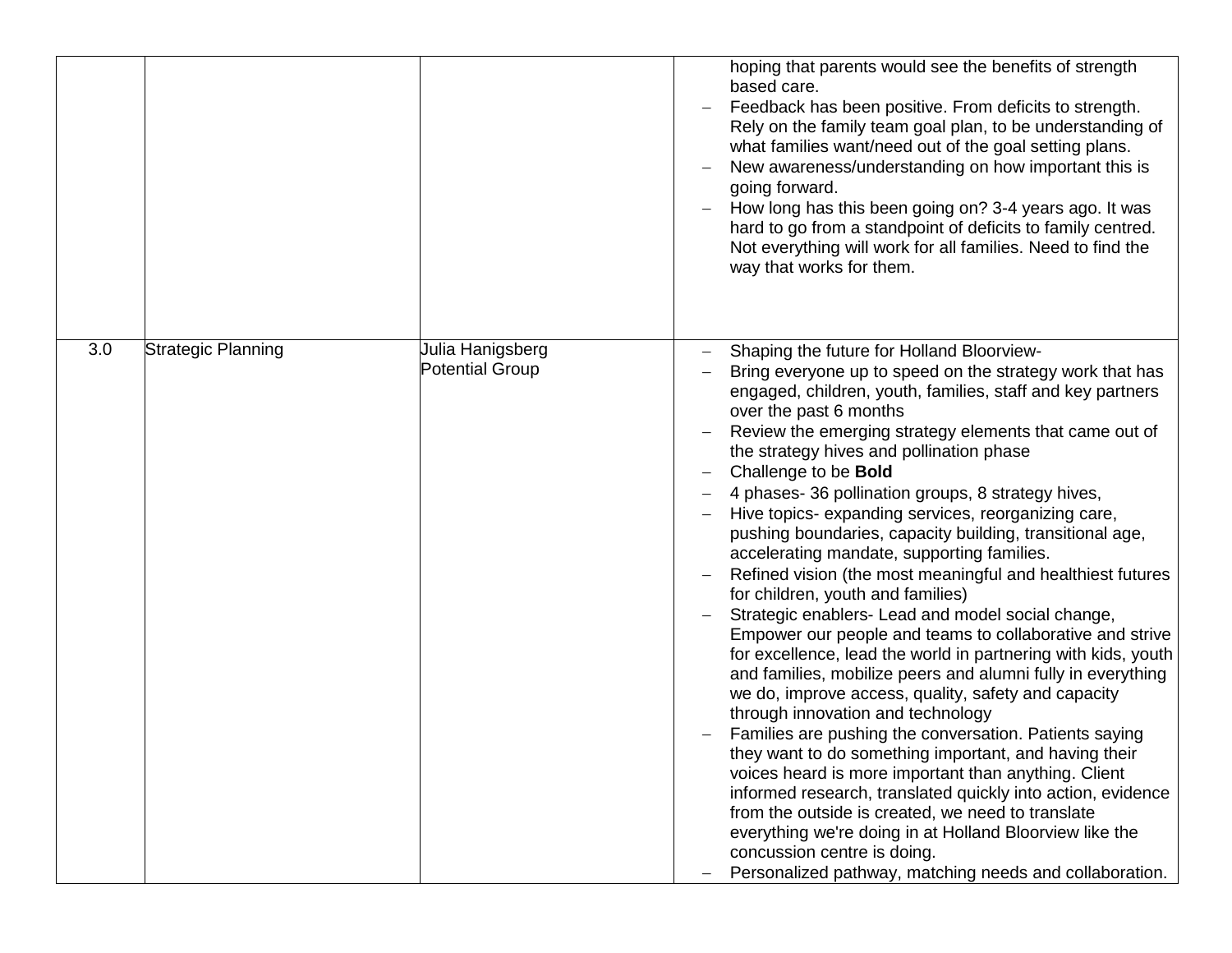| | | | |
|---|---|---|---|
| | | | hoping that parents would see the benefits of strength based care.<br>– Feedback has been positive. From deficits to strength. Rely on the family team goal plan, to be understanding of what families want/need out of the goal setting plans.<br>– New awareness/understanding on how important this is going forward.<br>– How long has this been going on? 3-4 years ago. It was hard to go from a standpoint of deficits to family centred. Not everything will work for all families. Need to find the way that works for them. |
| 3.0 | Strategic Planning | Julia Hanigsberg<br>Potential Group | – Shaping the future for Holland Bloorview-<br>– Bring everyone up to speed on the strategy work that has engaged, children, youth, families, staff and key partners over the past 6 months<br>– Review the emerging strategy elements that came out of the strategy hives and pollination phase<br>– Challenge to be **Bold**<br>– 4 phases- 36 pollination groups, 8 strategy hives,<br>– Hive topics- expanding services, reorganizing care, pushing boundaries, capacity building, transitional age, accelerating mandate, supporting families.<br>– Refined vision (the most meaningful and healthiest futures for children, youth and families)<br>– Strategic enablers- Lead and model social change, Empower our people and teams to collaborative and strive for excellence, lead the world in partnering with kids, youth and families, mobilize peers and alumni fully in everything we do, improve access, quality, safety and capacity through innovation and technology<br>– Families are pushing the conversation. Patients saying they want to do something important, and having their voices heard is more important than anything. Client informed research, translated quickly into action, evidence from the outside is created, we need to translate everything we're doing in at Holland Bloorview like the concussion centre is doing.<br>– Personalized pathway, matching needs and collaboration. |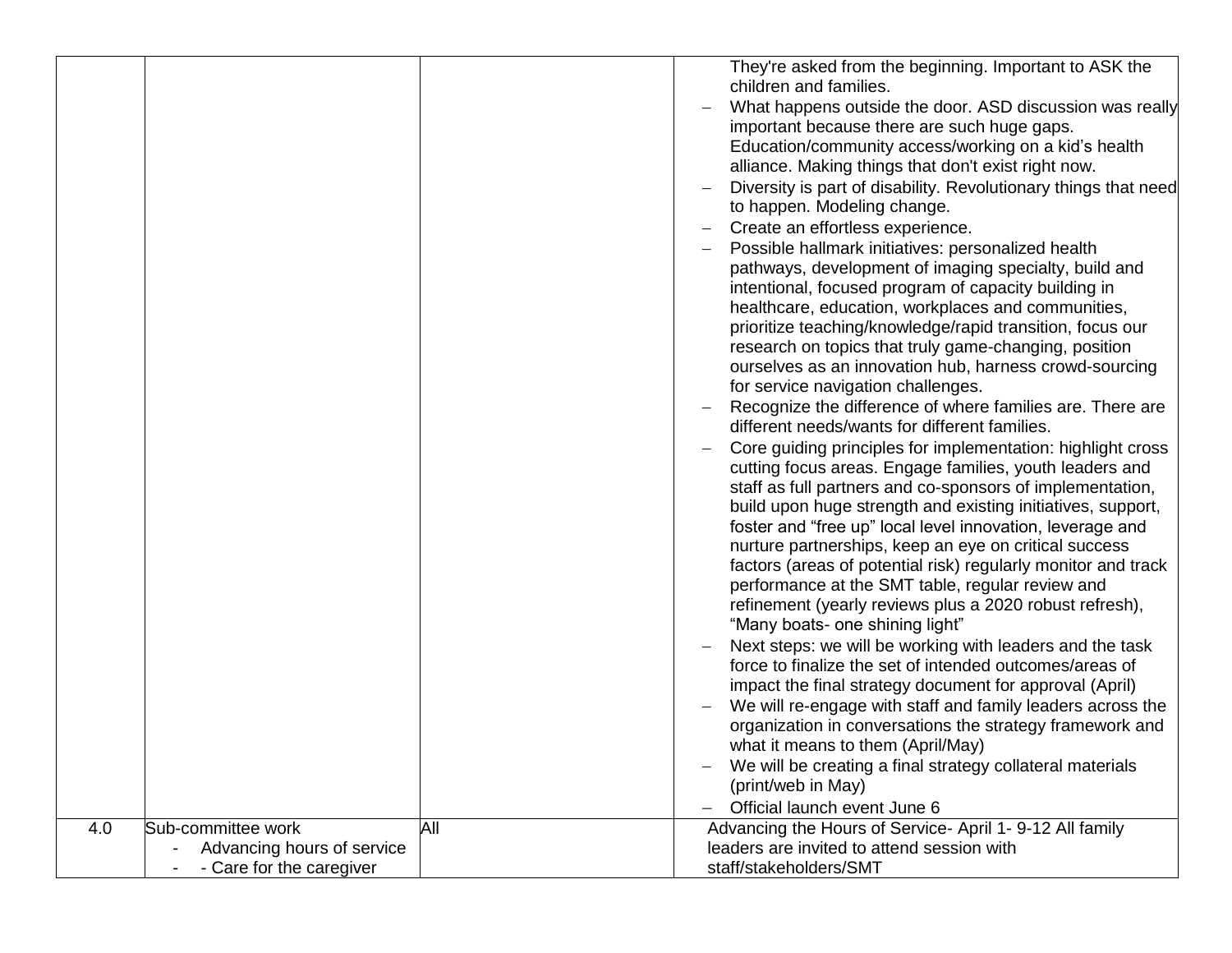| | | | |
|---|---|---|---|
| | | | They're asked from the beginning. Important to ASK the children and families.<br>– What happens outside the door. ASD discussion was really important because there are such huge gaps. Education/community access/working on a kid's health alliance. Making things that don't exist right now.<br>– Diversity is part of disability. Revolutionary things that need to happen. Modeling change.<br>– Create an effortless experience.<br>– Possible hallmark initiatives: personalized health pathways, development of imaging specialty, build and intentional, focused program of capacity building in healthcare, education, workplaces and communities, prioritize teaching/knowledge/rapid transition, focus our research on topics that truly game-changing, position ourselves as an innovation hub, harness crowd-sourcing for service navigation challenges.<br>– Recognize the difference of where families are. There are different needs/wants for different families.<br>– Core guiding principles for implementation: highlight cross cutting focus areas. Engage families, youth leaders and staff as full partners and co-sponsors of implementation, build upon huge strength and existing initiatives, support, foster and "free up" local level innovation, leverage and nurture partnerships, keep an eye on critical success factors (areas of potential risk) regularly monitor and track performance at the SMT table, regular review and refinement (yearly reviews plus a 2020 robust refresh), "Many boats- one shining light"<br>– Next steps: we will be working with leaders and the task force to finalize the set of intended outcomes/areas of impact the final strategy document for approval (April)<br>– We will re-engage with staff and family leaders across the organization in conversations the strategy framework and what it means to them (April/May)<br>– We will be creating a final strategy collateral materials (print/web in May)<br>– Official launch event June 6 |
| 4.0 | Sub-committee work<br>- Advancing hours of service<br>- - Care for the caregiver | All | Advancing the Hours of Service- April 1- 9-12 All family leaders are invited to attend session with staff/stakeholders/SMT |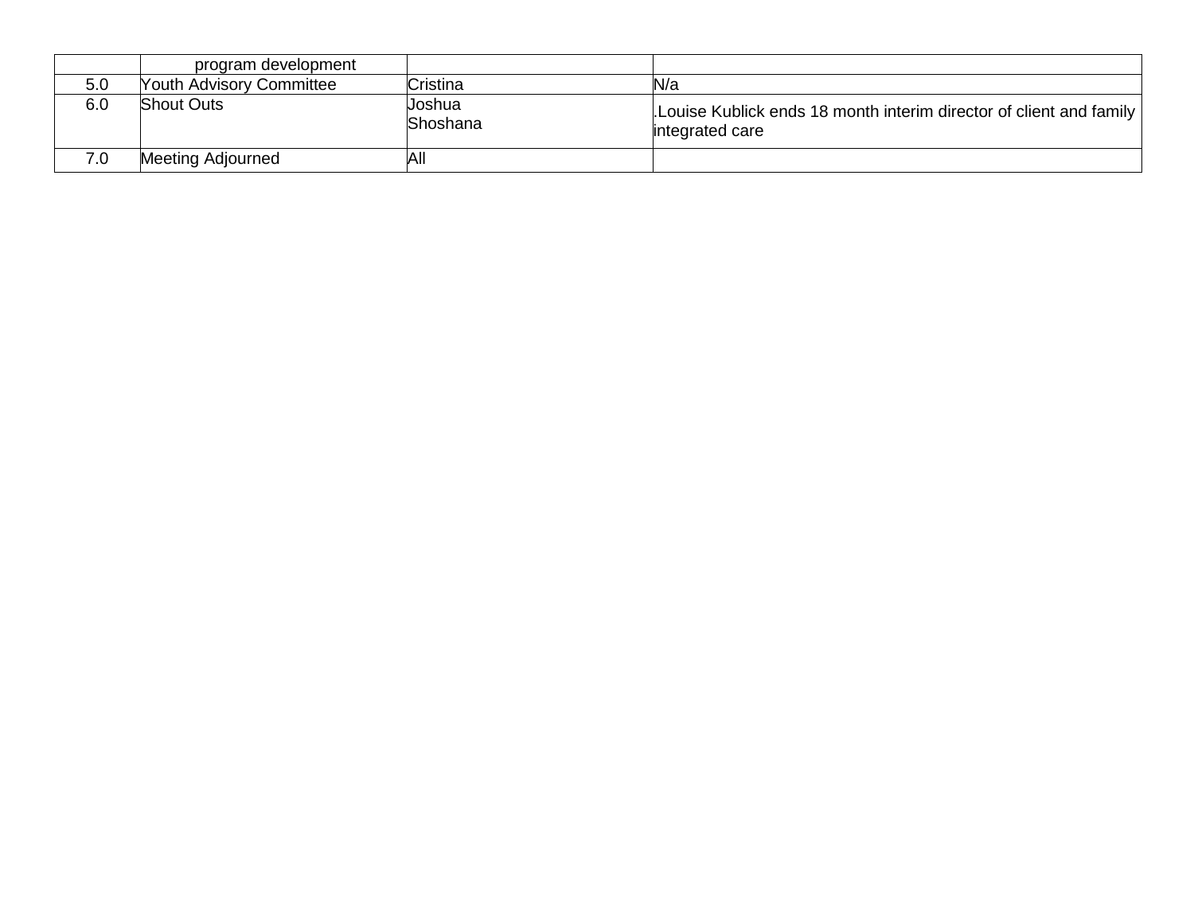| | | | |
|---|---|---|---|
| | program development | | |
| 5.0 | Youth Advisory Committee | Cristina | N/a |
| 6.0 | Shout Outs | Joshua<br>Shoshana | .Louise Kublick ends 18 month interim director of client and family integrated care |
| 7.0 | Meeting Adjourned | All | |